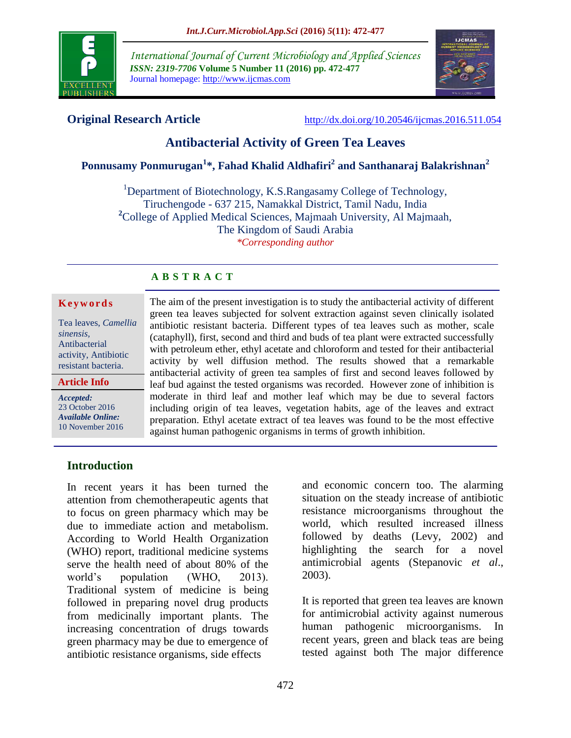## Original Research Article

http://dx.doi.org/10.20546/ijcmas.2016.511.054

# Antibacterial Activity of Green Tea Leaves

**Ponnusamy Ponmurugan[1]*, Fahad Khalid Aldhafiri[2] and Santhanaraj Balakrishnan[2]**

[1]Department of Biotechnology, K.S.Rangasamy College of Technology, Tiruchengode - 637 215, Namakkal District, Tamil Nadu, India
[2]College of Applied Medical Sciences, Majmaah University, Al Majmaah, The Kingdom of Saudi Arabia
*Corresponding author*

**A B S T R A C T**

**Keywords**

Tea leaves, *Camellia sinensis*, Antibacterial activity, Antibiotic resistant bacteria.

**Article Info**

***Accepted:*** 23 October 2016
***Available Online:*** 10 November 2016

The aim of the present investigation is to study the antibacterial activity of different green tea leaves subjected for solvent extraction against seven clinically isolated antibiotic resistant bacteria. Different types of tea leaves such as mother, scale (cataphyll), first, second and third and buds of tea plant were extracted successfully with petroleum ether, ethyl acetate and chloroform and tested for their antibacterial activity by well diffusion method. The results showed that a remarkable antibacterial activity of green tea samples of first and second leaves followed by leaf bud against the tested organisms was recorded. However zone of inhibition is moderate in third leaf and mother leaf which may be due to several factors including origin of tea leaves, vegetation habits, age of the leaves and extract preparation. Ethyl acetate extract of tea leaves was found to be the most effective against human pathogenic organisms in terms of growth inhibition.

## Introduction

In recent years it has been turned the attention from chemotherapeutic agents that to focus on green pharmacy which may be due to immediate action and metabolism. According to World Health Organization (WHO) report, traditional medicine systems serve the health need of about 80% of the world's population (WHO, 2013). Traditional system of medicine is being followed in preparing novel drug products from medicinally important plants. The increasing concentration of drugs towards green pharmacy may be due to emergence of antibiotic resistance organisms, side effects and economic concern too. The alarming situation on the steady increase of antibiotic resistance microorganisms throughout the world, which resulted increased illness followed by deaths (Levy, 2002) and highlighting the search for a novel antimicrobial agents (Stepanovic *et al*., 2003).

It is reported that green tea leaves are known for antimicrobial activity against numerous human pathogenic microorganisms. In recent years, green and black teas are being tested against both The major difference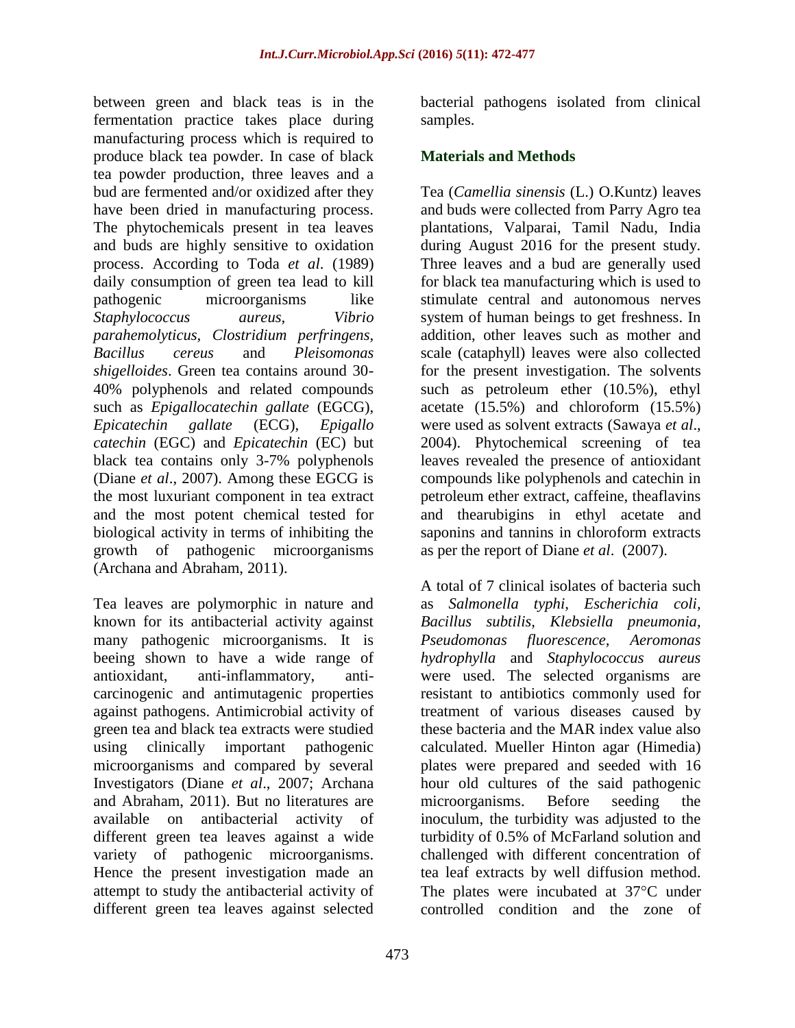between green and black teas is in the fermentation practice takes place during manufacturing process which is required to produce black tea powder. In case of black tea powder production, three leaves and a bud are fermented and/or oxidized after they have been dried in manufacturing process. The phytochemicals present in tea leaves and buds are highly sensitive to oxidation process. According to Toda *et al.* (1989) daily consumption of green tea lead to kill pathogenic microorganisms like *Staphylococcus aureus*, *Vibrio parahemolyticus*, *Clostridium perfringens*, *Bacillus cereus* and *Pleisomonas shigelloides*. Green tea contains around 30-40% polyphenols and related compounds such as *Epigallocatechin gallate* (EGCG), *Epicatechin gallate* (ECG), *Epigallo catechin* (EGC) and *Epicatechin* (EC) but black tea contains only 3-7% polyphenols (Diane *et al*., 2007). Among these EGCG is the most luxuriant component in tea extract and the most potent chemical tested for biological activity in terms of inhibiting the growth of pathogenic microorganisms (Archana and Abraham, 2011).

Tea leaves are polymorphic in nature and known for its antibacterial activity against many pathogenic microorganisms. It is beeing shown to have a wide range of antioxidant, anti-inflammatory, anti-carcinogenic and antimutagenic properties against pathogens. Antimicrobial activity of green tea and black tea extracts were studied using clinically important pathogenic microorganisms and compared by several Investigators (Diane *et al*., 2007; Archana and Abraham, 2011). But no literatures are available on antibacterial activity of different green tea leaves against a wide variety of pathogenic microorganisms. Hence the present investigation made an attempt to study the antibacterial activity of different green tea leaves against selected bacterial pathogens isolated from clinical samples.

## Materials and Methods

Tea (*Camellia sinensis* (L.) O.Kuntz) leaves and buds were collected from Parry Agro tea plantations, Valparai, Tamil Nadu, India during August 2016 for the present study. Three leaves and a bud are generally used for black tea manufacturing which is used to stimulate central and autonomous nerves system of human beings to get freshness. In addition, other leaves such as mother and scale (cataphyll) leaves were also collected for the present investigation. The solvents such as petroleum ether (10.5%), ethyl acetate (15.5%) and chloroform (15.5%) were used as solvent extracts (Sawaya *et al*., 2004). Phytochemical screening of tea leaves revealed the presence of antioxidant compounds like polyphenols and catechin in petroleum ether extract, caffeine, theaflavins and thearubigins in ethyl acetate and saponins and tannins in chloroform extracts as per the report of Diane *et al*. (2007).

A total of 7 clinical isolates of bacteria such as *Salmonella typhi, Escherichia coli, Bacillus subtilis, Klebsiella pneumonia, Pseudomonas fluorescence, Aeromonas hydrophylla* and *Staphylococcus aureus* were used. The selected organisms are resistant to antibiotics commonly used for treatment of various diseases caused by these bacteria and the MAR index value also calculated. Mueller Hinton agar (Himedia) plates were prepared and seeded with 16 hour old cultures of the said pathogenic microorganisms. Before seeding the inoculum, the turbidity was adjusted to the turbidity of 0.5% of McFarland solution and challenged with different concentration of tea leaf extracts by well diffusion method. The plates were incubated at 37°C under controlled condition and the zone of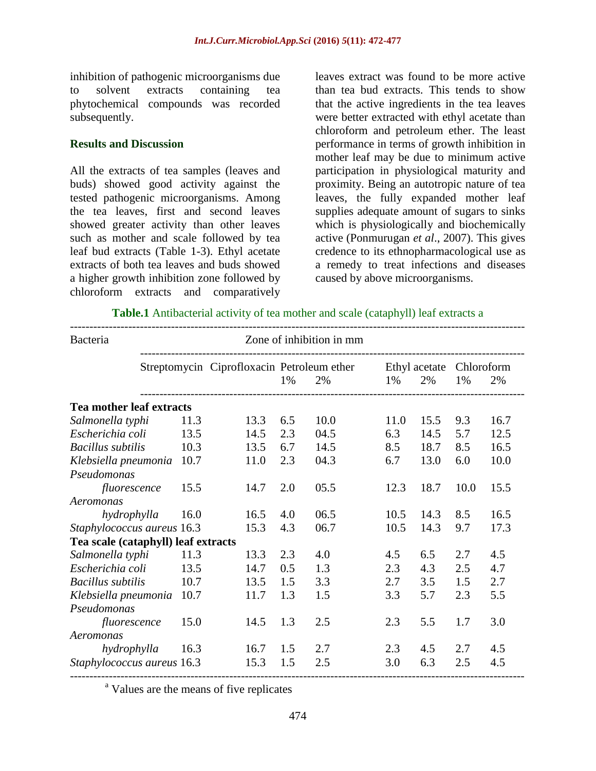inhibition of pathogenic microorganisms due to solvent extracts containing tea phytochemical compounds was recorded subsequently.

## Results and Discussion

All the extracts of tea samples (leaves and buds) showed good activity against the tested pathogenic microorganisms. Among the tea leaves, first and second leaves showed greater activity than other leaves such as mother and scale followed by tea leaf bud extracts (Table 1-3). Ethyl acetate extracts of both tea leaves and buds showed a higher growth inhibition zone followed by chloroform extracts and comparatively leaves extract was found to be more active than tea bud extracts. This tends to show that the active ingredients in the tea leaves were better extracted with ethyl acetate than chloroform and petroleum ether. The least performance in terms of growth inhibition in mother leaf may be due to minimum active participation in physiological maturity and proximity. Being an autotropic nature of tea leaves, the fully expanded mother leaf supplies adequate amount of sugars to sinks which is physiologically and biochemically active (Ponmurugan *et al*., 2007). This gives credence to its ethnopharmacological use as a remedy to treat infections and diseases caused by above microorganisms.

**Table.1** Antibacterial activity of tea mother and scale (cataphyll) leaf extracts a

| Bacteria | Zone of inhibition in mm | | | | | | | |
|---|---|---|---|---|---|---|---|---|
| | Streptomycin | Ciprofloxacin | Petroleum ether | | Ethyl acetate | | Chloroform | |
| | | | 1% | 2% | 1% | 2% | 1% | 2% |
| **Tea mother leaf extracts** | | | | | | | | |
| *Salmonella typhi* | 11.3 | 13.3 | 6.5 | 10.0 | 11.0 | 15.5 | 9.3 | 16.7 |
| *Escherichia coli* | 13.5 | 14.5 | 2.3 | 04.5 | 6.3 | 14.5 | 5.7 | 12.5 |
| *Bacillus subtilis* | 10.3 | 13.5 | 6.7 | 14.5 | 8.5 | 18.7 | 8.5 | 16.5 |
| *Klebsiella pneumonia* | 10.7 | 11.0 | 2.3 | 04.3 | 6.7 | 13.0 | 6.0 | 10.0 |
| *Pseudomonas fluorescence* | 15.5 | 14.7 | 2.0 | 05.5 | 12.3 | 18.7 | 10.0 | 15.5 |
| *Aeromonas hydrophylla* | 16.0 | 16.5 | 4.0 | 06.5 | 10.5 | 14.3 | 8.5 | 16.5 |
| *Staphylococcus aureus* | 16.3 | 15.3 | 4.3 | 06.7 | 10.5 | 14.3 | 9.7 | 17.3 |
| **Tea scale (cataphyll) leaf extracts** | | | | | | | | |
| *Salmonella typhi* | 11.3 | 13.3 | 2.3 | 4.0 | 4.5 | 6.5 | 2.7 | 4.5 |
| *Escherichia coli* | 13.5 | 14.7 | 0.5 | 1.3 | 2.3 | 4.3 | 2.5 | 4.7 |
| *Bacillus subtilis* | 10.7 | 13.5 | 1.5 | 3.3 | 2.7 | 3.5 | 1.5 | 2.7 |
| *Klebsiella pneumonia* | 10.7 | 11.7 | 1.3 | 1.5 | 3.3 | 5.7 | 2.3 | 5.5 |
| *Pseudomonas fluorescence* | 15.0 | 14.5 | 1.3 | 2.5 | 2.3 | 5.5 | 1.7 | 3.0 |
| *Aeromonas hydrophylla* | 16.3 | 16.7 | 1.5 | 2.7 | 2.3 | 4.5 | 2.7 | 4.5 |
| *Staphylococcus aureus* | 16.3 | 15.3 | 1.5 | 2.5 | 3.0 | 6.3 | 2.5 | 4.5 |

[a] Values are the means of five replicates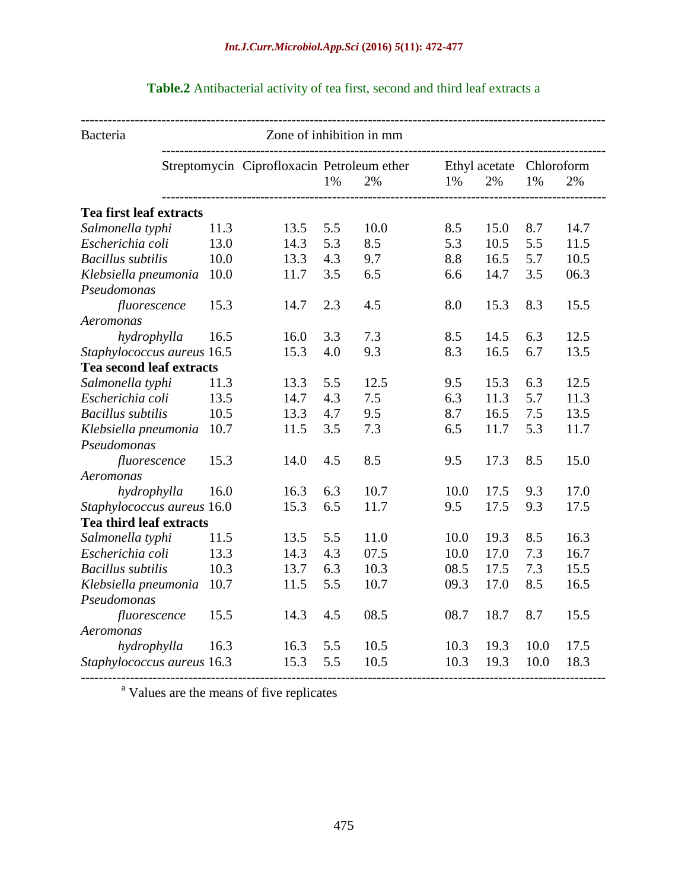**Table.2** Antibacterial activity of tea first, second and third leaf extracts a

| Bacteria | Zone of inhibition in mm | | | | | | | |
|---|---|---|---|---|---|---|---|---|
| | Streptomycin | Ciprofloxacin | Petroleum ether | | Ethyl acetate | | Chloroform | |
| | | | 1% | 2% | 1% | 2% | 1% | 2% |
| **Tea first leaf extracts** | | | | | | | | |
| *Salmonella typhi* | 11.3 | 13.5 | 5.5 | 10.0 | 8.5 | 15.0 | 8.7 | 14.7 |
| *Escherichia coli* | 13.0 | 14.3 | 5.3 | 8.5 | 5.3 | 10.5 | 5.5 | 11.5 |
| *Bacillus subtilis* | 10.0 | 13.3 | 4.3 | 9.7 | 8.8 | 16.5 | 5.7 | 10.5 |
| *Klebsiella pneumonia* | 10.0 | 11.7 | 3.5 | 6.5 | 6.6 | 14.7 | 3.5 | 06.3 |
| *Pseudomonas fluorescence* | 15.3 | 14.7 | 2.3 | 4.5 | 8.0 | 15.3 | 8.3 | 15.5 |
| *Aeromonas hydrophylla* | 16.5 | 16.0 | 3.3 | 7.3 | 8.5 | 14.5 | 6.3 | 12.5 |
| *Staphylococcus aureus* | 16.5 | 15.3 | 4.0 | 9.3 | 8.3 | 16.5 | 6.7 | 13.5 |
| **Tea second leaf extracts** | | | | | | | | |
| *Salmonella typhi* | 11.3 | 13.3 | 5.5 | 12.5 | 9.5 | 15.3 | 6.3 | 12.5 |
| *Escherichia coli* | 13.5 | 14.7 | 4.3 | 7.5 | 6.3 | 11.3 | 5.7 | 11.3 |
| *Bacillus subtilis* | 10.5 | 13.3 | 4.7 | 9.5 | 8.7 | 16.5 | 7.5 | 13.5 |
| *Klebsiella pneumonia* | 10.7 | 11.5 | 3.5 | 7.3 | 6.5 | 11.7 | 5.3 | 11.7 |
| *Pseudomonas fluorescence* | 15.3 | 14.0 | 4.5 | 8.5 | 9.5 | 17.3 | 8.5 | 15.0 |
| *Aeromonas hydrophylla* | 16.0 | 16.3 | 6.3 | 10.7 | 10.0 | 17.5 | 9.3 | 17.0 |
| *Staphylococcus aureus* | 16.0 | 15.3 | 6.5 | 11.7 | 9.5 | 17.5 | 9.3 | 17.5 |
| **Tea third leaf extracts** | | | | | | | | |
| *Salmonella typhi* | 11.5 | 13.5 | 5.5 | 11.0 | 10.0 | 19.3 | 8.5 | 16.3 |
| *Escherichia coli* | 13.3 | 14.3 | 4.3 | 07.5 | 10.0 | 17.0 | 7.3 | 16.7 |
| *Bacillus subtilis* | 10.3 | 13.7 | 6.3 | 10.3 | 08.5 | 17.5 | 7.3 | 15.5 |
| *Klebsiella pneumonia* | 10.7 | 11.5 | 5.5 | 10.7 | 09.3 | 17.0 | 8.5 | 16.5 |
| *Pseudomonas fluorescence* | 15.5 | 14.3 | 4.5 | 08.5 | 08.7 | 18.7 | 8.7 | 15.5 |
| *Aeromonas hydrophylla* | 16.3 | 16.3 | 5.5 | 10.5 | 10.3 | 19.3 | 10.0 | 17.5 |
| *Staphylococcus aureus* | 16.3 | 15.3 | 5.5 | 10.5 | 10.3 | 19.3 | 10.0 | 18.3 |

[a] Values are the means of five replicates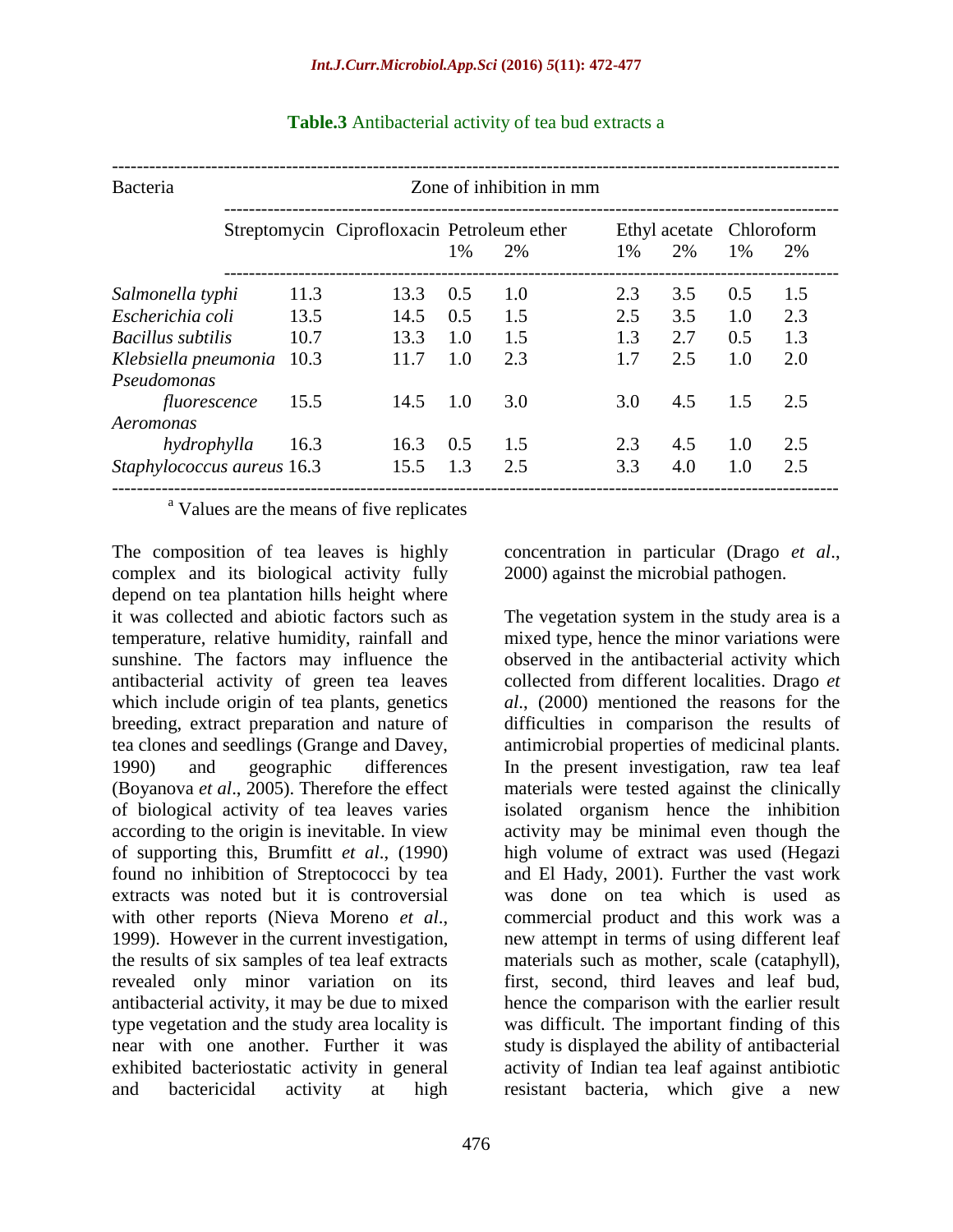**Table.3** Antibacterial activity of tea bud extracts a

| Bacteria | Zone of inhibition in mm | | | | | | | |
|---|---|---|---|---|---|---|---|---|
| | Streptomycin | Ciprofloxacin | Petroleum ether | | Ethyl acetate | | Chloroform | |
| | | | 1% | 2% | 1% | 2% | 1% | 2% |
| *Salmonella typhi* | 11.3 | 13.3 | 0.5 | 1.0 | 2.3 | 3.5 | 0.5 | 1.5 |
| *Escherichia coli* | 13.5 | 14.5 | 0.5 | 1.5 | 2.5 | 3.5 | 1.0 | 2.3 |
| *Bacillus subtilis* | 10.7 | 13.3 | 1.0 | 1.5 | 1.3 | 2.7 | 0.5 | 1.3 |
| *Klebsiella pneumonia* | 10.3 | 11.7 | 1.0 | 2.3 | 1.7 | 2.5 | 1.0 | 2.0 |
| *Pseudomonas fluorescence* | 15.5 | 14.5 | 1.0 | 3.0 | 3.0 | 4.5 | 1.5 | 2.5 |
| *Aeromonas hydrophylla* | 16.3 | 16.3 | 0.5 | 1.5 | 2.3 | 4.5 | 1.0 | 2.5 |
| *Staphylococcus aureus* | 16.3 | 15.5 | 1.3 | 2.5 | 3.3 | 4.0 | 1.0 | 2.5 |

[a] Values are the means of five replicates

The composition of tea leaves is highly complex and its biological activity fully depend on tea plantation hills height where it was collected and abiotic factors such as temperature, relative humidity, rainfall and sunshine. The factors may influence the antibacterial activity of green tea leaves which include origin of tea plants, genetics breeding, extract preparation and nature of tea clones and seedlings (Grange and Davey, 1990) and geographic differences (Boyanova *et al*., 2005). Therefore the effect of biological activity of tea leaves varies according to the origin is inevitable. In view of supporting this, Brumfitt *et al*., (1990) found no inhibition of Streptococci by tea extracts was noted but it is controversial with other reports (Nieva Moreno *et al*., 1999). However in the current investigation, the results of six samples of tea leaf extracts revealed only minor variation on its antibacterial activity, it may be due to mixed type vegetation and the study area locality is near with one another. Further it was exhibited bacteriostatic activity in general and bactericidal activity at high concentration in particular (Drago *et al*., 2000) against the microbial pathogen.

The vegetation system in the study area is a mixed type, hence the minor variations were observed in the antibacterial activity which collected from different localities. Drago *et al*., (2000) mentioned the reasons for the difficulties in comparison the results of antimicrobial properties of medicinal plants. In the present investigation, raw tea leaf materials were tested against the clinically isolated organism hence the inhibition activity may be minimal even though the high volume of extract was used (Hegazi and El Hady, 2001). Further the vast work was done on tea which is used as commercial product and this work was a new attempt in terms of using different leaf materials such as mother, scale (cataphyll), first, second, third leaves and leaf bud, hence the comparison with the earlier result was difficult. The important finding of this study is displayed the ability of antibacterial activity of Indian tea leaf against antibiotic resistant bacteria, which give a new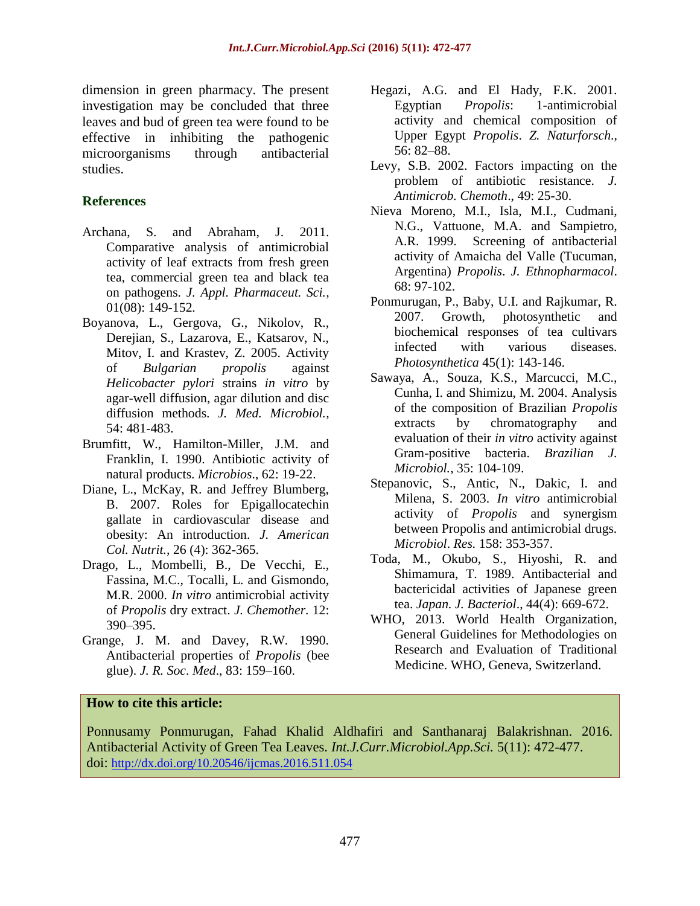dimension in green pharmacy. The present investigation may be concluded that three leaves and bud of green tea were found to be effective in inhibiting the pathogenic microorganisms through antibacterial studies.

## References

Archana, S. and Abraham, J. 2011. Comparative analysis of antimicrobial activity of leaf extracts from fresh green tea, commercial green tea and black tea on pathogens. *J. Appl. Pharmaceut. Sci.*, 01(08): 149-152.

Boyanova, L., Gergova, G., Nikolov, R., Derejian, S., Lazarova, E., Katsarov, N., Mitov, I. and Krastev, Z. 2005. Activity of *Bulgarian propolis* against *Helicobacter pylori* strains *in vitro* by agar-well diffusion, agar dilution and disc diffusion methods. *J. Med. Microbiol.*, 54: 481-483.

Brumfitt, W., Hamilton-Miller, J.M. and Franklin, I. 1990. Antibiotic activity of natural products. *Microbios*., 62: 19-22.

Diane, L., McKay, R. and Jeffrey Blumberg, B. 2007. Roles for Epigallocatechin gallate in cardiovascular disease and obesity: An introduction. *J. American Col. Nutrit.*, 26 (4): 362-365.

Drago, L., Mombelli, B., De Vecchi, E., Fassina, M.C., Tocalli, L. and Gismondo, M.R. 2000. *In vitro* antimicrobial activity of *Propolis* dry extract. *J. Chemother*. 12: 390–395.

Grange, J. M. and Davey, R.W. 1990. Antibacterial properties of *Propolis* (bee glue). *J. R. Soc. Med*., 83: 159–160.

Hegazi, A.G. and El Hady, F.K. 2001. Egyptian *Propolis*: 1-antimicrobial activity and chemical composition of Upper Egypt *Propolis*. *Z. Naturforsch*., 56: 82–88.

Levy, S.B. 2002. Factors impacting on the problem of antibiotic resistance. *J. Antimicrob. Chemoth*., 49: 25-30.

Nieva Moreno, M.I., Isla, M.I., Cudmani, N.G., Vattuone, M.A. and Sampietro, A.R. 1999. Screening of antibacterial activity of Amaicha del Valle (Tucuman, Argentina) *Propolis*. *J. Ethnopharmacol*. 68: 97-102.

Ponmurugan, P., Baby, U.I. and Rajkumar, R. 2007. Growth, photosynthetic and biochemical responses of tea cultivars infected with various diseases. *Photosynthetica* 45(1): 143-146.

Sawaya, A., Souza, K.S., Marcucci, M.C., Cunha, I. and Shimizu, M. 2004. Analysis of the composition of Brazilian *Propolis* extracts by chromatography and evaluation of their *in vitro* activity against Gram-positive bacteria. *Brazilian J. Microbiol.*, 35: 104-109.

Stepanovic, S., Antic, N., Dakic, I. and Milena, S. 2003. *In vitro* antimicrobial activity of *Propolis* and synergism between Propolis and antimicrobial drugs. *Microbiol. Res.* 158: 353-357.

Toda, M., Okubo, S., Hiyoshi, R. and Shimamura, T. 1989. Antibacterial and bactericidal activities of Japanese green tea. *Japan. J. Bacteriol*., 44(4): 669-672.

WHO, 2013. World Health Organization, General Guidelines for Methodologies on Research and Evaluation of Traditional Medicine. WHO, Geneva, Switzerland.

**How to cite this article:**

Ponnusamy Ponmurugan, Fahad Khalid Aldhafiri and Santhanaraj Balakrishnan. 2016. Antibacterial Activity of Green Tea Leaves. *Int.J.Curr.Microbiol.App.Sci.* 5(11): 472-477. doi: http://dx.doi.org/10.20546/ijcmas.2016.511.054